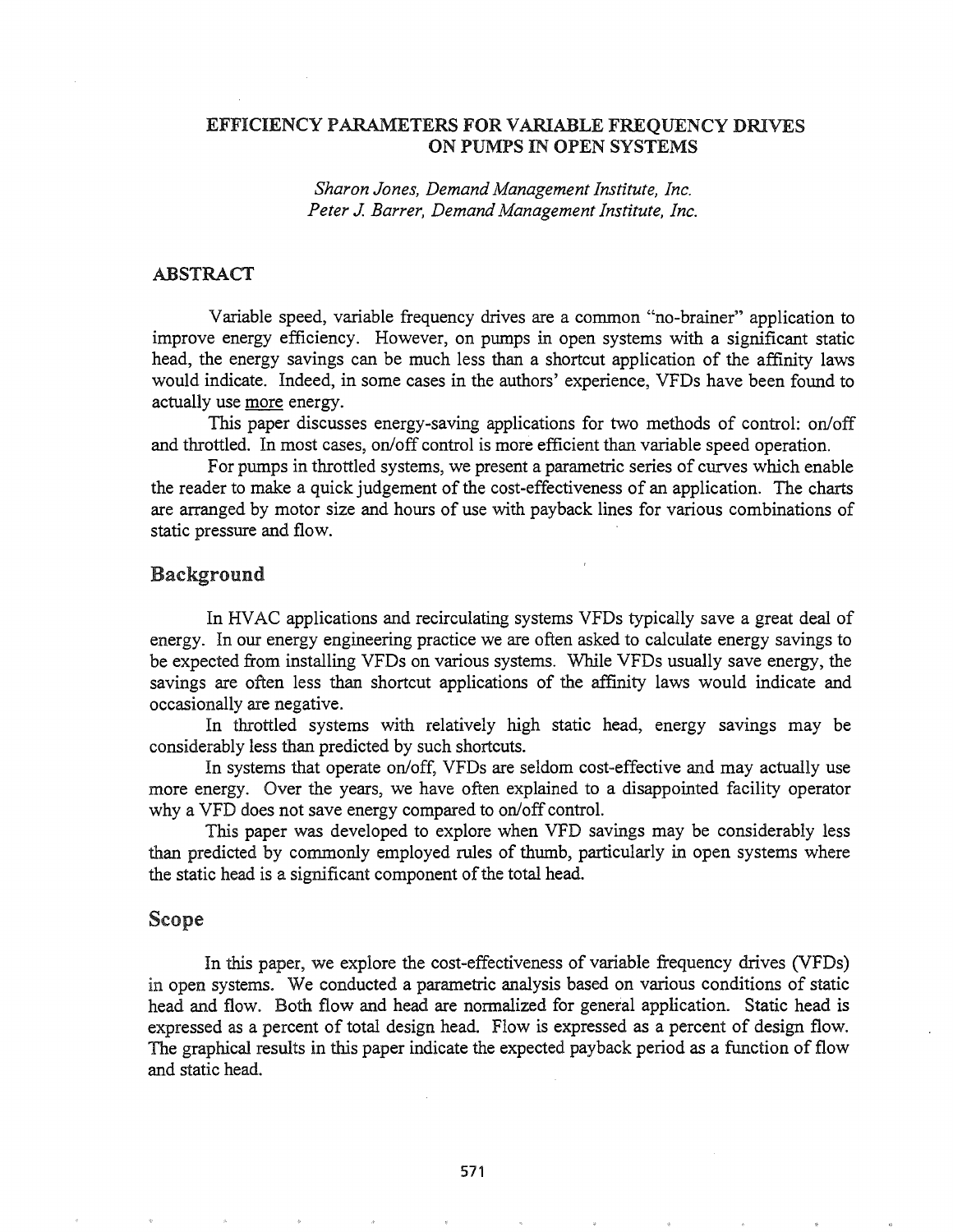# EFFICIENCY PARAMETERS FOR VARIABLE FREQUENCY DRIVES ON PUMPS IN OPEN SYSTEMS

*Sharon Jones, Demand Management Institute, Inc.*
*Peter J. Barrer, Demand Management Institute, Inc.*

## ABSTRACT

Variable speed, variable frequency drives are a common "no-brainer" application to improve energy efficiency. However, on pumps in open systems with a significant static head, the energy savings can be much less than a shortcut application of the affinity laws would indicate. Indeed, in some cases in the authors' experience, VFDs have been found to actually use more energy.

This paper discusses energy-saving applications for two methods of control: on/off and throttled. In most cases, on/off control is more efficient than variable speed operation.

For pumps in throttled systems, we present a parametric series of curves which enable the reader to make a quick judgement of the cost-effectiveness of an application. The charts are arranged by motor size and hours of use with payback lines for various combinations of static pressure and flow.

## Background

In HVAC applications and recirculating systems VFDs typically save a great deal of energy. In our energy engineering practice we are often asked to calculate energy savings to be expected from installing VFDs on various systems. While VFDs usually save energy, the savings are often less than shortcut applications of the affinity laws would indicate and occasionally are negative.

In throttled systems with relatively high static head, energy savings may be considerably less than predicted by such shortcuts.

In systems that operate on/off, VFDs are seldom cost-effective and may actually use more energy. Over the years, we have often explained to a disappointed facility operator why a VFD does not save energy compared to on/off control.

This paper was developed to explore when VFD savings may be considerably less than predicted by commonly employed rules of thumb, particularly in open systems where the static head is a significant component of the total head.

## Scope

In this paper, we explore the cost-effectiveness of variable frequency drives (VFDs) in open systems. We conducted a parametric analysis based on various conditions of static head and flow. Both flow and head are normalized for general application. Static head is expressed as a percent of total design head. Flow is expressed as a percent of design flow. The graphical results in this paper indicate the expected payback period as a function of flow and static head.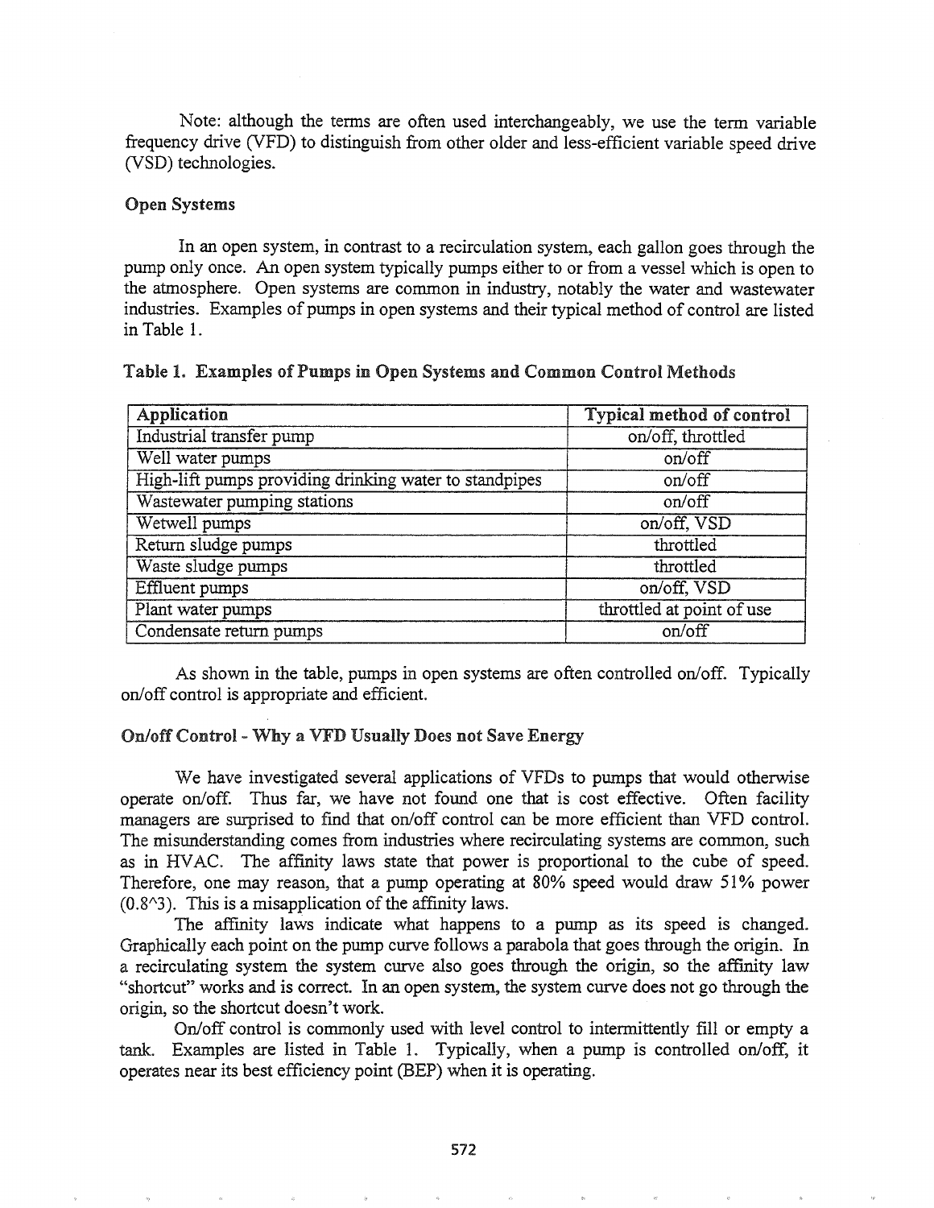Note: although the terms are often used interchangeably, we use the term variable frequency drive (VFD) to distinguish from other older and less-efficient variable speed drive (VSD) technologies.

### Open Systems

In an open system, in contrast to a recirculation system, each gallon goes through the pump only once. An open system typically pumps either to or from a vessel which is open to the atmosphere. Open systems are common in industry, notably the water and wastewater industries. Examples of pumps in open systems and their typical method of control are listed in Table 1.

**Table 1. Examples of Pumps in Open Systems and Common Control Methods**

| Application | Typical method of control |
|---|---|
| Industrial transfer pump | on/off, throttled |
| Well water pumps | on/off |
| High-lift pumps providing drinking water to standpipes | on/off |
| Wastewater pumping stations | on/off |
| Wetwell pumps | on/off, VSD |
| Return sludge pumps | throttled |
| Waste sludge pumps | throttled |
| Effluent pumps | on/off, VSD |
| Plant water pumps | throttled at point of use |
| Condensate return pumps | on/off |

As shown in the table, pumps in open systems are often controlled on/off. Typically on/off control is appropriate and efficient.

### On/off Control - Why a VFD Usually Does not Save Energy

We have investigated several applications of VFDs to pumps that would otherwise operate on/off. Thus far, we have not found one that is cost effective. Often facility managers are surprised to find that on/off control can be more efficient than VFD control. The misunderstanding comes from industries where recirculating systems are common, such as in HVAC. The affinity laws state that power is proportional to the cube of speed. Therefore, one may reason, that a pump operating at 80% speed would draw 51% power ($0.8^3$). This is a misapplication of the affinity laws.

The affinity laws indicate what happens to a pump as its speed is changed. Graphically each point on the pump curve follows a parabola that goes through the origin. In a recirculating system the system curve also goes through the origin, so the affinity law "shortcut" works and is correct. In an open system, the system curve does not go through the origin, so the shortcut doesn't work.

On/off control is commonly used with level control to intermittently fill or empty a tank. Examples are listed in Table 1. Typically, when a pump is controlled on/off, it operates near its best efficiency point (BEP) when it is operating.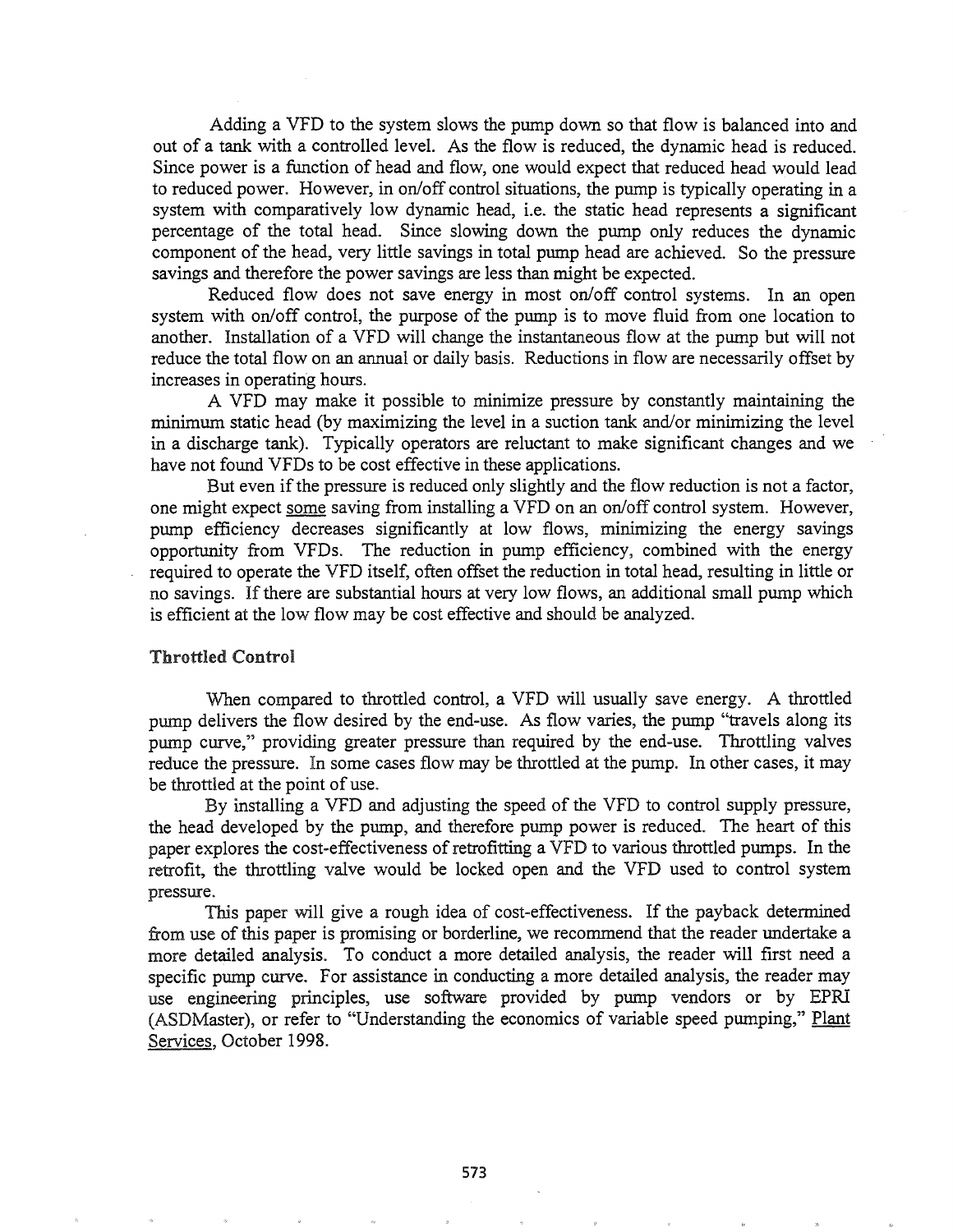Adding a VFD to the system slows the pump down so that flow is balanced into and out of a tank with a controlled level. As the flow is reduced, the dynamic head is reduced. Since power is a function of head and flow, one would expect that reduced head would lead to reduced power. However, in on/off control situations, the pump is typically operating in a system with comparatively low dynamic head, i.e. the static head represents a significant percentage of the total head. Since slowing down the pump only reduces the dynamic component of the head, very little savings in total pump head are achieved. So the pressure savings and therefore the power savings are less than might be expected.

Reduced flow does not save energy in most on/off control systems. In an open system with on/off control, the purpose of the pump is to move fluid from one location to another. Installation of a VFD will change the instantaneous flow at the pump but will not reduce the total flow on an annual or daily basis. Reductions in flow are necessarily offset by increases in operating hours.

A VFD may make it possible to minimize pressure by constantly maintaining the minimum static head (by maximizing the level in a suction tank and/or minimizing the level in a discharge tank). Typically operators are reluctant to make significant changes and we have not found VFDs to be cost effective in these applications.

But even if the pressure is reduced only slightly and the flow reduction is not a factor, one might expect <u>some</u> saving from installing a VFD on an on/off control system. However, pump efficiency decreases significantly at low flows, minimizing the energy savings opportunity from VFDs. The reduction in pump efficiency, combined with the energy required to operate the VFD itself, often offset the reduction in total head, resulting in little or no savings. If there are substantial hours at very low flows, an additional small pump which is efficient at the low flow may be cost effective and should be analyzed.

### Throttled Control

When compared to throttled control, a VFD will usually save energy. A throttled pump delivers the flow desired by the end-use. As flow varies, the pump "travels along its pump curve," providing greater pressure than required by the end-use. Throttling valves reduce the pressure. In some cases flow may be throttled at the pump. In other cases, it may be throttled at the point of use.

By installing a VFD and adjusting the speed of the VFD to control supply pressure, the head developed by the pump, and therefore pump power is reduced. The heart of this paper explores the cost-effectiveness of retrofitting a VFD to various throttled pumps. In the retrofit, the throttling valve would be locked open and the VFD used to control system pressure.

This paper will give a rough idea of cost-effectiveness. If the payback determined from use of this paper is promising or borderline, we recommend that the reader undertake a more detailed analysis. To conduct a more detailed analysis, the reader will first need a specific pump curve. For assistance in conducting a more detailed analysis, the reader may use engineering principles, use software provided by pump vendors or by EPRI (ASDMaster), or refer to "Understanding the economics of variable speed pumping," <u>Plant Services</u>, October 1998.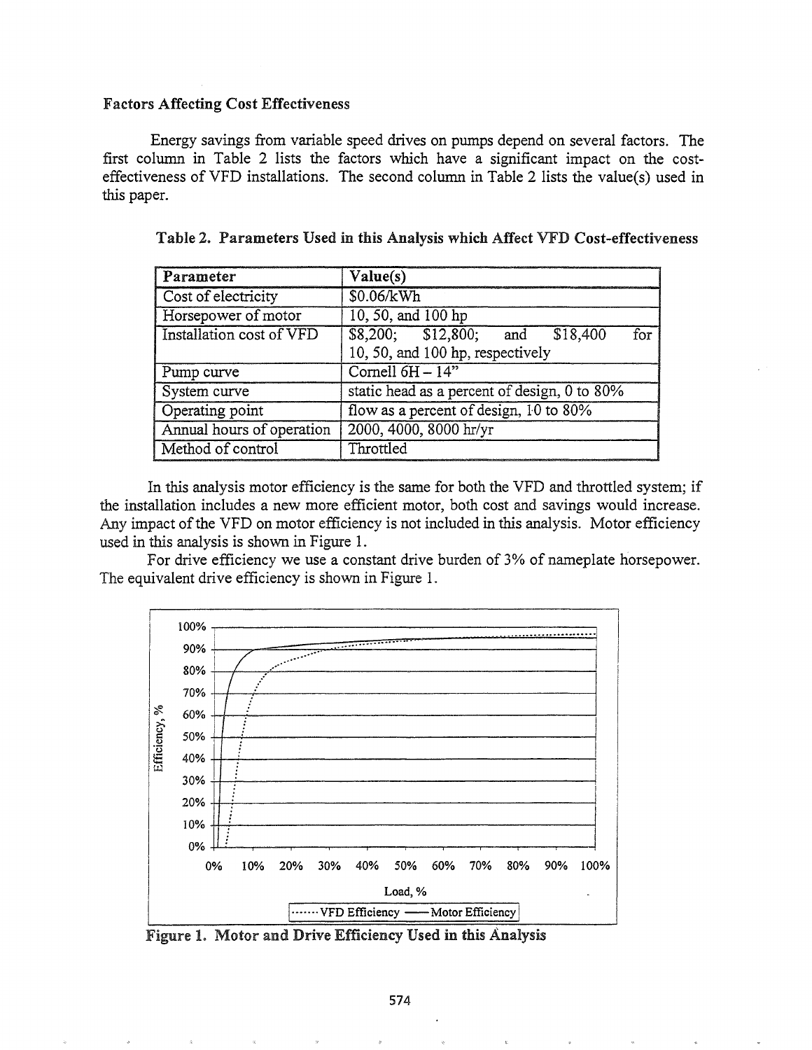## Factors Affecting Cost Effectiveness

Energy savings from variable speed drives on pumps depend on several factors. The first column in Table 2 lists the factors which have a significant impact on the cost-effectiveness of VFD installations. The second column in Table 2 lists the value(s) used in this paper.

**Table 2. Parameters Used in this Analysis which Affect VFD Cost-effectiveness**

| Parameter | Value(s) |
|---|---|
| Cost of electricity | \$0.06/kWh |
| Horsepower of motor | 10, 50, and 100 hp |
| Installation cost of VFD | \$8,200; \$12,800; and \$18,400 for 10, 50, and 100 hp, respectively |
| Pump curve | Cornell 6H – 14" |
| System curve | static head as a percent of design, 0 to 80% |
| Operating point | flow as a percent of design, 10 to 80% |
| Annual hours of operation | 2000, 4000, 8000 hr/yr |
| Method of control | Throttled |

In this analysis motor efficiency is the same for both the VFD and throttled system; if the installation includes a new more efficient motor, both cost and savings would increase. Any impact of the VFD on motor efficiency is not included in this analysis. Motor efficiency used in this analysis is shown in Figure 1.

For drive efficiency we use a constant drive burden of 3% of nameplate horsepower. The equivalent drive efficiency is shown in Figure 1.

**Figure 1. Motor and Drive Efficiency Used in this Analysis**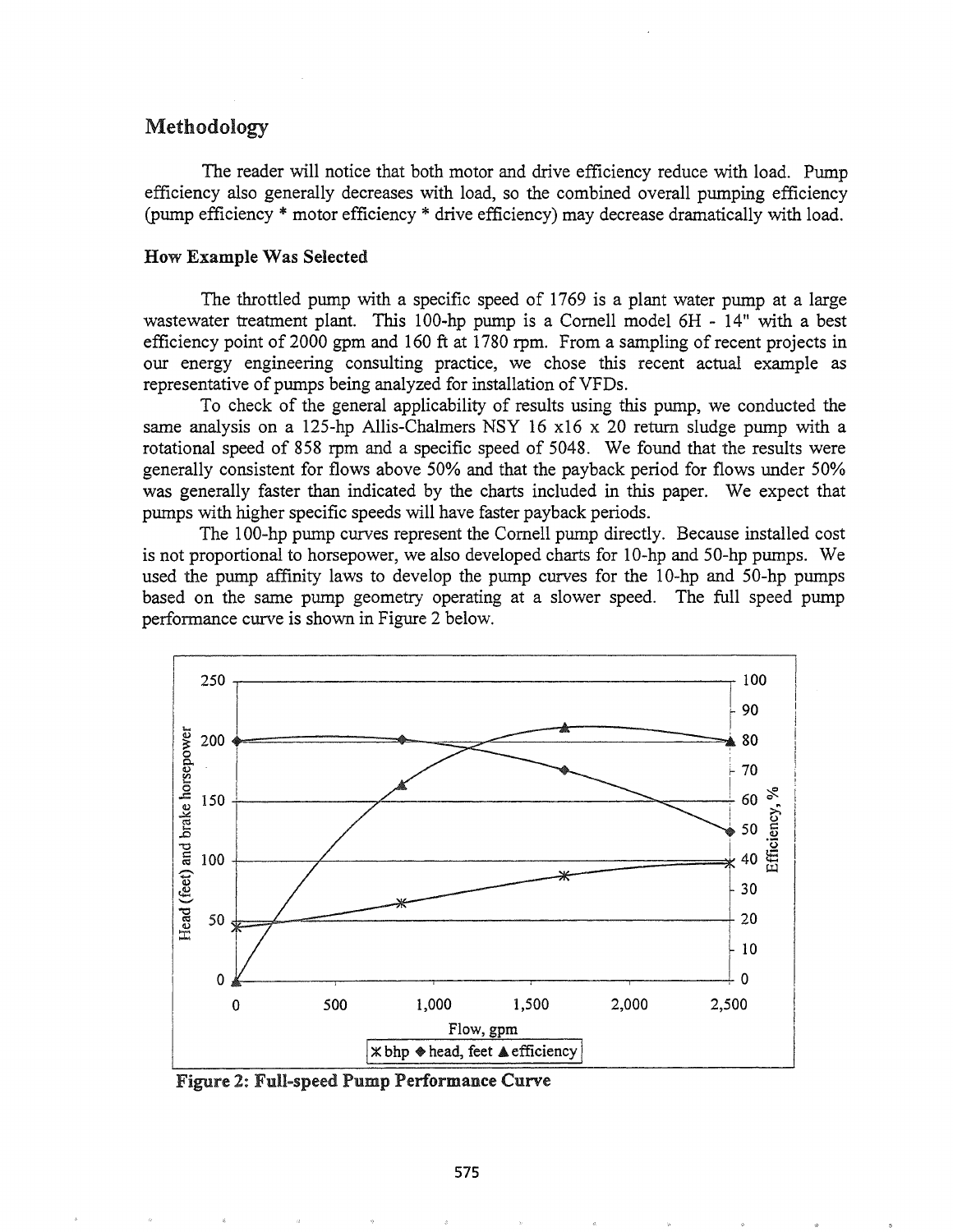## Methodology

The reader will notice that both motor and drive efficiency reduce with load. Pump efficiency also generally decreases with load, so the combined overall pumping efficiency (pump efficiency * motor efficiency * drive efficiency) may decrease dramatically with load.

### How Example Was Selected

The throttled pump with a specific speed of 1769 is a plant water pump at a large wastewater treatment plant. This 100-hp pump is a Cornell model 6H - 14" with a best efficiency point of 2000 gpm and 160 ft at 1780 rpm. From a sampling of recent projects in our energy engineering consulting practice, we chose this recent actual example as representative of pumps being analyzed for installation of VFDs.

To check of the general applicability of results using this pump, we conducted the same analysis on a 125-hp Allis-Chalmers NSY 16 x16 x 20 return sludge pump with a rotational speed of 858 rpm and a specific speed of 5048. We found that the results were generally consistent for flows above 50% and that the payback period for flows under 50% was generally faster than indicated by the charts included in this paper. We expect that pumps with higher specific speeds will have faster payback periods.

The 100-hp pump curves represent the Cornell pump directly. Because installed cost is not proportional to horsepower, we also developed charts for 10-hp and 50-hp pumps. We used the pump affinity laws to develop the pump curves for the 10-hp and 50-hp pumps based on the same pump geometry operating at a slower speed. The full speed pump performance curve is shown in Figure 2 below.

**Figure 2: Full-speed Pump Performance Curve**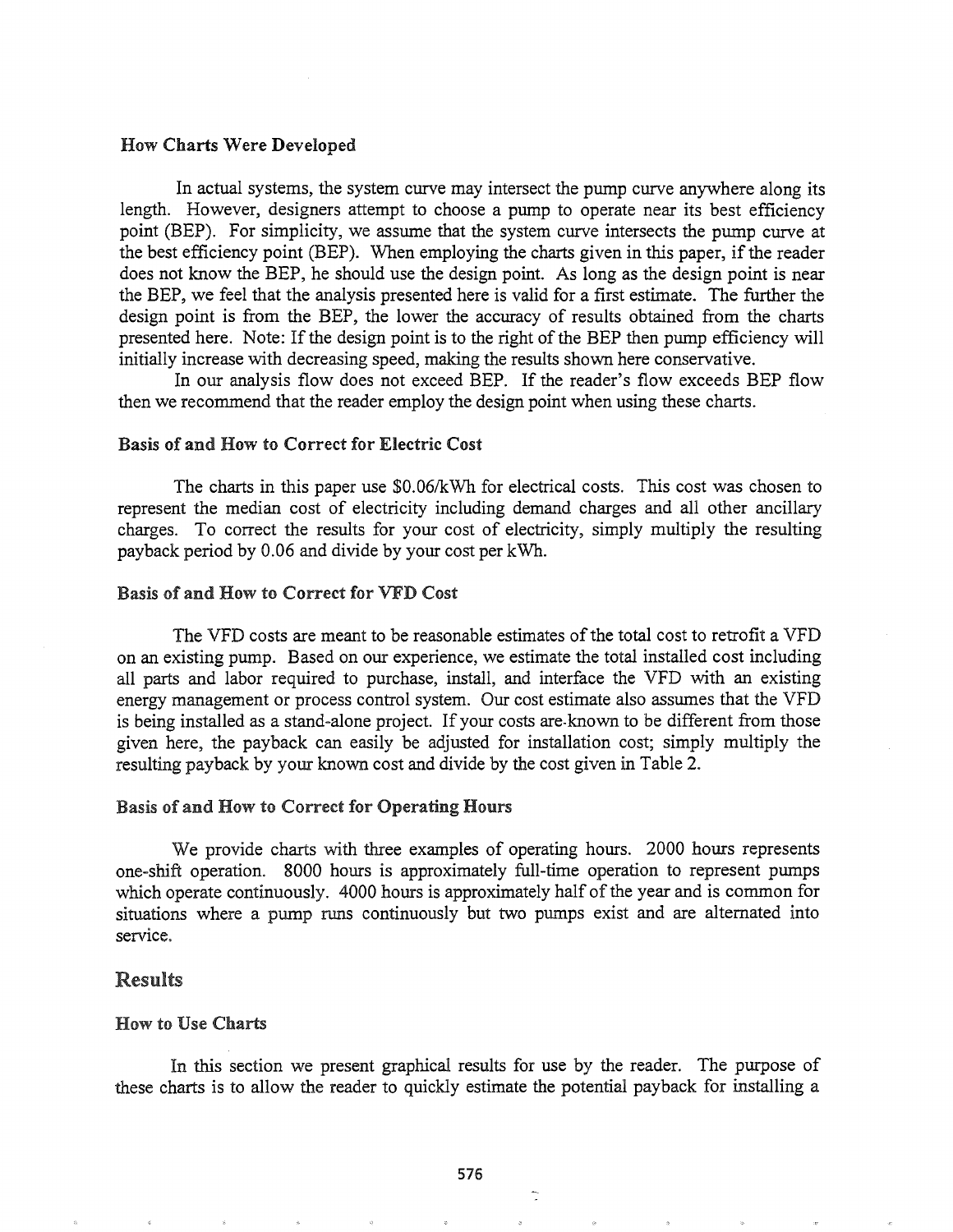### How Charts Were Developed

In actual systems, the system curve may intersect the pump curve anywhere along its length. However, designers attempt to choose a pump to operate near its best efficiency point (BEP). For simplicity, we assume that the system curve intersects the pump curve at the best efficiency point (BEP). When employing the charts given in this paper, if the reader does not know the BEP, he should use the design point. As long as the design point is near the BEP, we feel that the analysis presented here is valid for a first estimate. The further the design point is from the BEP, the lower the accuracy of results obtained from the charts presented here. Note: If the design point is to the right of the BEP then pump efficiency will initially increase with decreasing speed, making the results shown here conservative.

In our analysis flow does not exceed BEP. If the reader's flow exceeds BEP flow then we recommend that the reader employ the design point when using these charts.

### Basis of and How to Correct for Electric Cost

The charts in this paper use $0.06/kWh for electrical costs. This cost was chosen to represent the median cost of electricity including demand charges and all other ancillary charges. To correct the results for your cost of electricity, simply multiply the resulting payback period by 0.06 and divide by your cost per kWh.

### Basis of and How to Correct for VFD Cost

The VFD costs are meant to be reasonable estimates of the total cost to retrofit a VFD on an existing pump. Based on our experience, we estimate the total installed cost including all parts and labor required to purchase, install, and interface the VFD with an existing energy management or process control system. Our cost estimate also assumes that the VFD is being installed as a stand-alone project. If your costs are known to be different from those given here, the payback can easily be adjusted for installation cost; simply multiply the resulting payback by your known cost and divide by the cost given in Table 2.

### Basis of and How to Correct for Operating Hours

We provide charts with three examples of operating hours. 2000 hours represents one-shift operation. 8000 hours is approximately full-time operation to represent pumps which operate continuously. 4000 hours is approximately half of the year and is common for situations where a pump runs continuously but two pumps exist and are alternated into service.

## Results

### How to Use Charts

In this section we present graphical results for use by the reader. The purpose of these charts is to allow the reader to quickly estimate the potential payback for installing a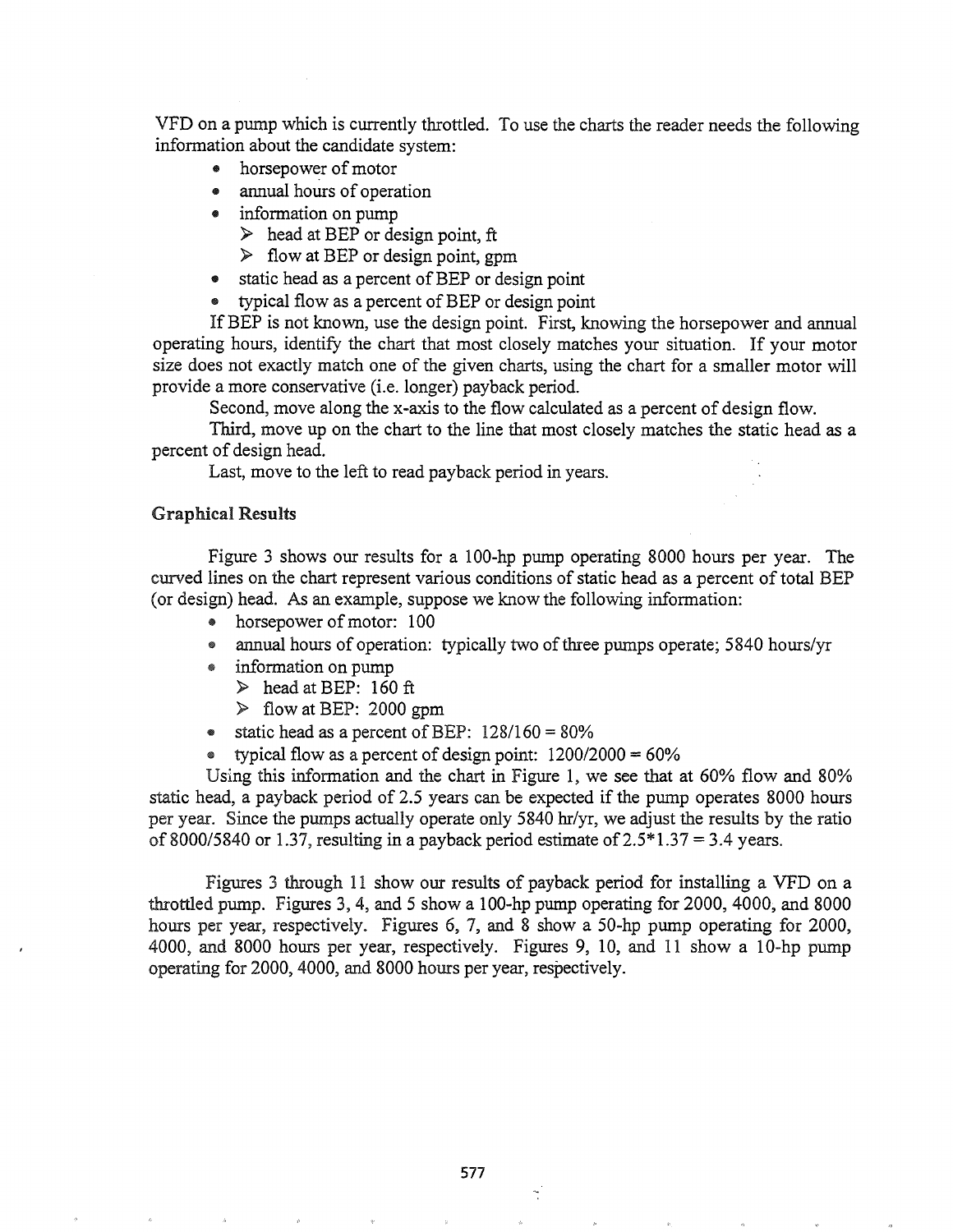VFD on a pump which is currently throttled. To use the charts the reader needs the following information about the candidate system:

- horsepower of motor
- annual hours of operation
- information on pump
  - head at BEP or design point, ft
  - flow at BEP or design point, gpm
- static head as a percent of BEP or design point
- typical flow as a percent of BEP or design point

If BEP is not known, use the design point. First, knowing the horsepower and annual operating hours, identify the chart that most closely matches your situation. If your motor size does not exactly match one of the given charts, using the chart for a smaller motor will provide a more conservative (i.e. longer) payback period.

Second, move along the x-axis to the flow calculated as a percent of design flow.

Third, move up on the chart to the line that most closely matches the static head as a percent of design head.

Last, move to the left to read payback period in years.

## Graphical Results

Figure 3 shows our results for a 100-hp pump operating 8000 hours per year. The curved lines on the chart represent various conditions of static head as a percent of total BEP (or design) head. As an example, suppose we know the following information:

- horsepower of motor: 100
- annual hours of operation: typically two of three pumps operate; 5840 hours/yr
- information on pump
  - head at BEP: 160 ft
  - flow at BEP: 2000 gpm
- static head as a percent of BEP: 128/160 = 80%
- typical flow as a percent of design point: 1200/2000 = 60%

Using this information and the chart in Figure 1, we see that at 60% flow and 80% static head, a payback period of 2.5 years can be expected if the pump operates 8000 hours per year. Since the pumps actually operate only 5840 hr/yr, we adjust the results by the ratio of 8000/5840 or 1.37, resulting in a payback period estimate of 2.5*1.37 = 3.4 years.

Figures 3 through 11 show our results of payback period for installing a VFD on a throttled pump. Figures 3, 4, and 5 show a 100-hp pump operating for 2000, 4000, and 8000 hours per year, respectively. Figures 6, 7, and 8 show a 50-hp pump operating for 2000, 4000, and 8000 hours per year, respectively. Figures 9, 10, and 11 show a 10-hp pump operating for 2000, 4000, and 8000 hours per year, respectively.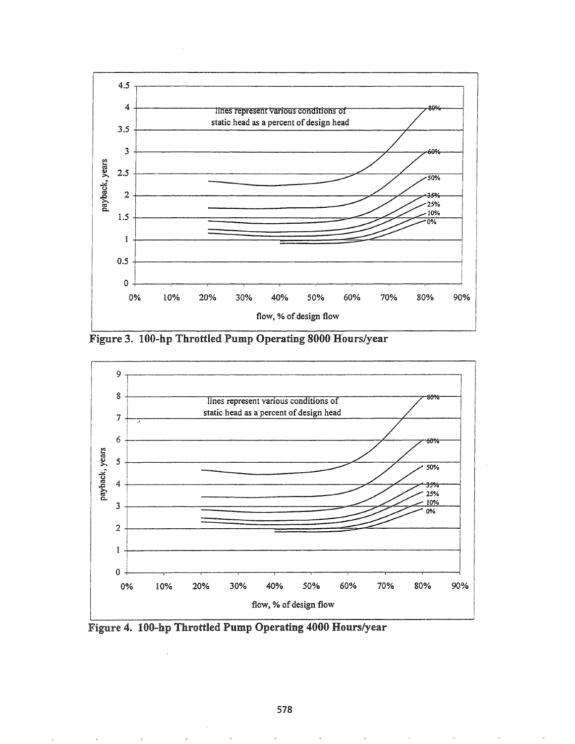lines represent various conditions of static head as a percent of design head

Figure 3. 100-hp Throttled Pump Operating 8000 Hours/year

lines represent various conditions of static head as a percent of design head

Figure 4. 100-hp Throttled Pump Operating 4000 Hours/year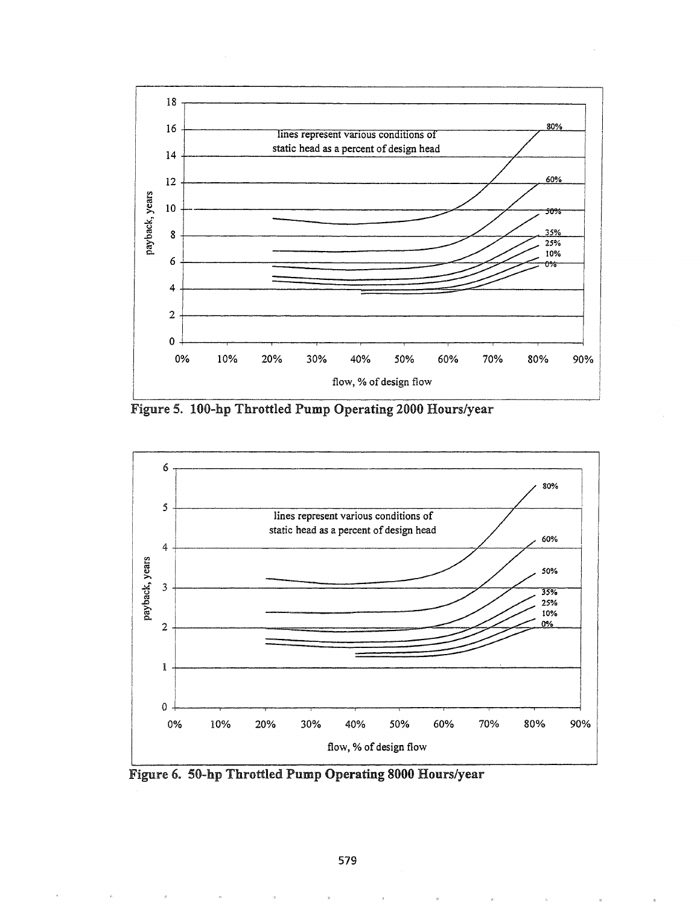Figure 5. 100-hp Throttled Pump Operating 2000 Hours/year

Figure 6. 50-hp Throttled Pump Operating 8000 Hours/year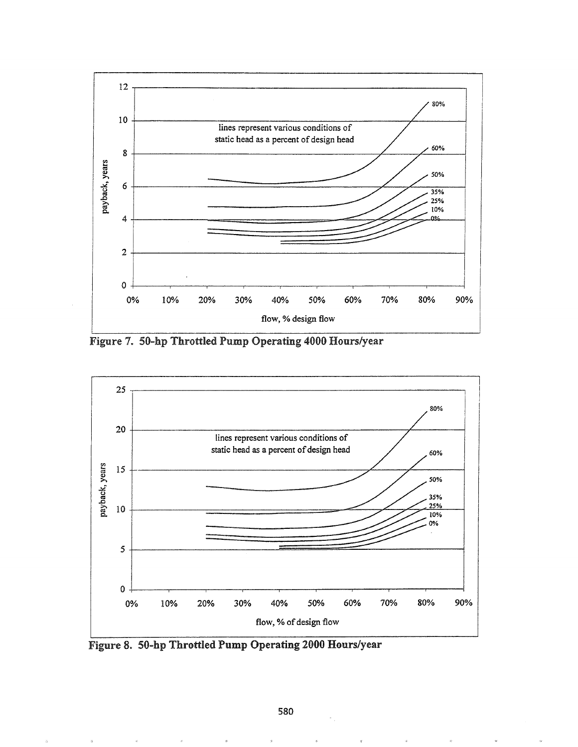Figure 7. 50-hp Throttled Pump Operating 4000 Hours/year

Figure 8. 50-hp Throttled Pump Operating 2000 Hours/year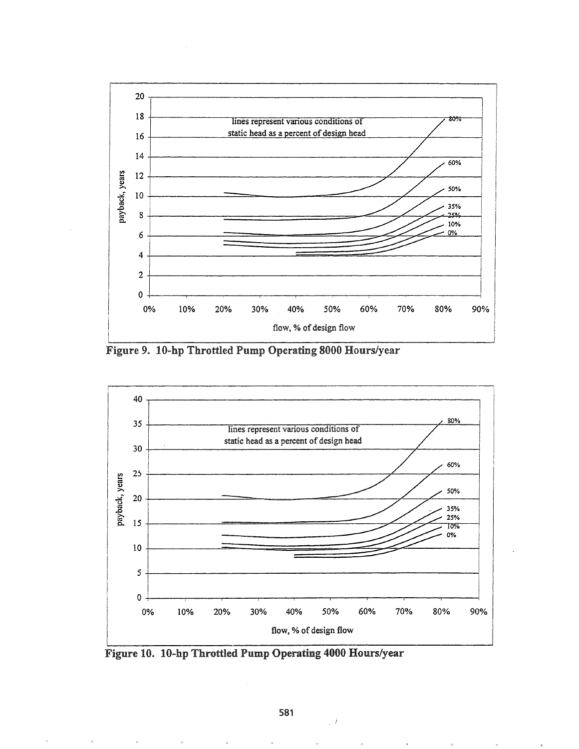Figure 9. 10-hp Throttled Pump Operating 8000 Hours/year

Figure 10. 10-hp Throttled Pump Operating 4000 Hours/year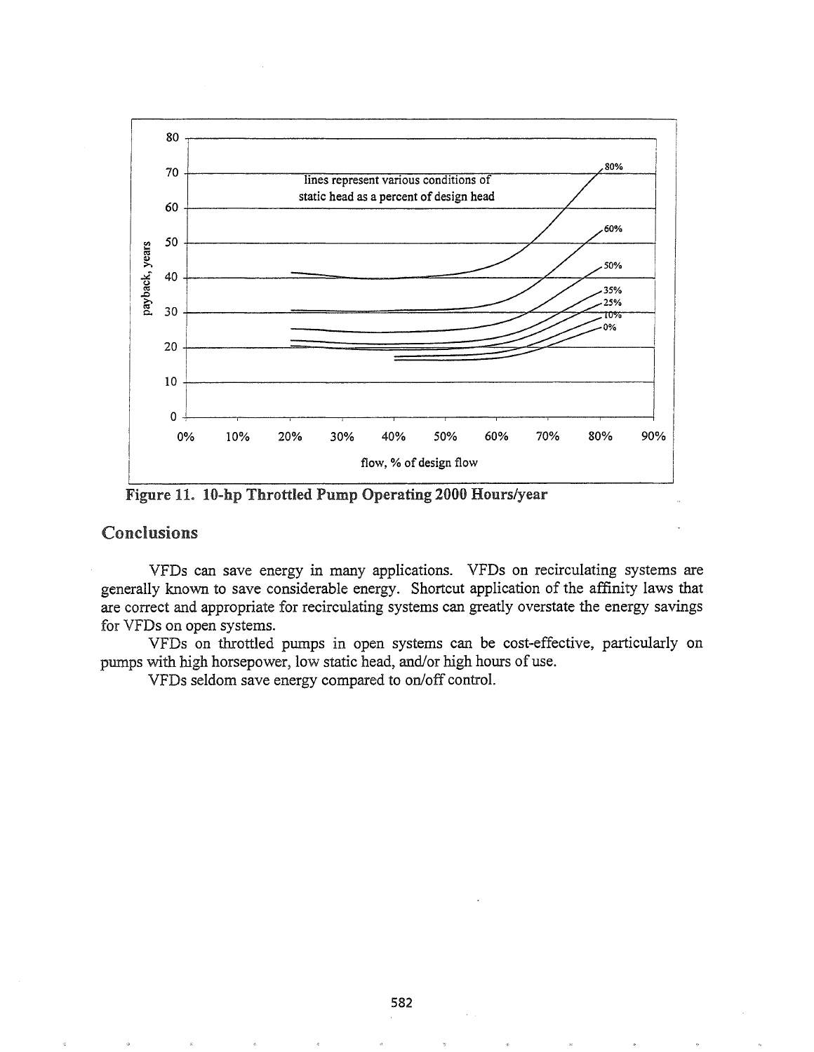80
70
60
50
40
30
20
10
0

payback, years

lines represent various conditions of static head as a percent of design head

80%
60%
50%
35%
25%
10%
0%

0% 10% 20% 30% 40% 50% 60% 70% 80% 90%

flow, % of design flow

**Figure 11. 10-hp Throttled Pump Operating 2000 Hours/year**

## Conclusions

VFDs can save energy in many applications. VFDs on recirculating systems are generally known to save considerable energy. Shortcut application of the affinity laws that are correct and appropriate for recirculating systems can greatly overstate the energy savings for VFDs on open systems.

VFDs on throttled pumps in open systems can be cost-effective, particularly on pumps with high horsepower, low static head, and/or high hours of use.

VFDs seldom save energy compared to on/off control.